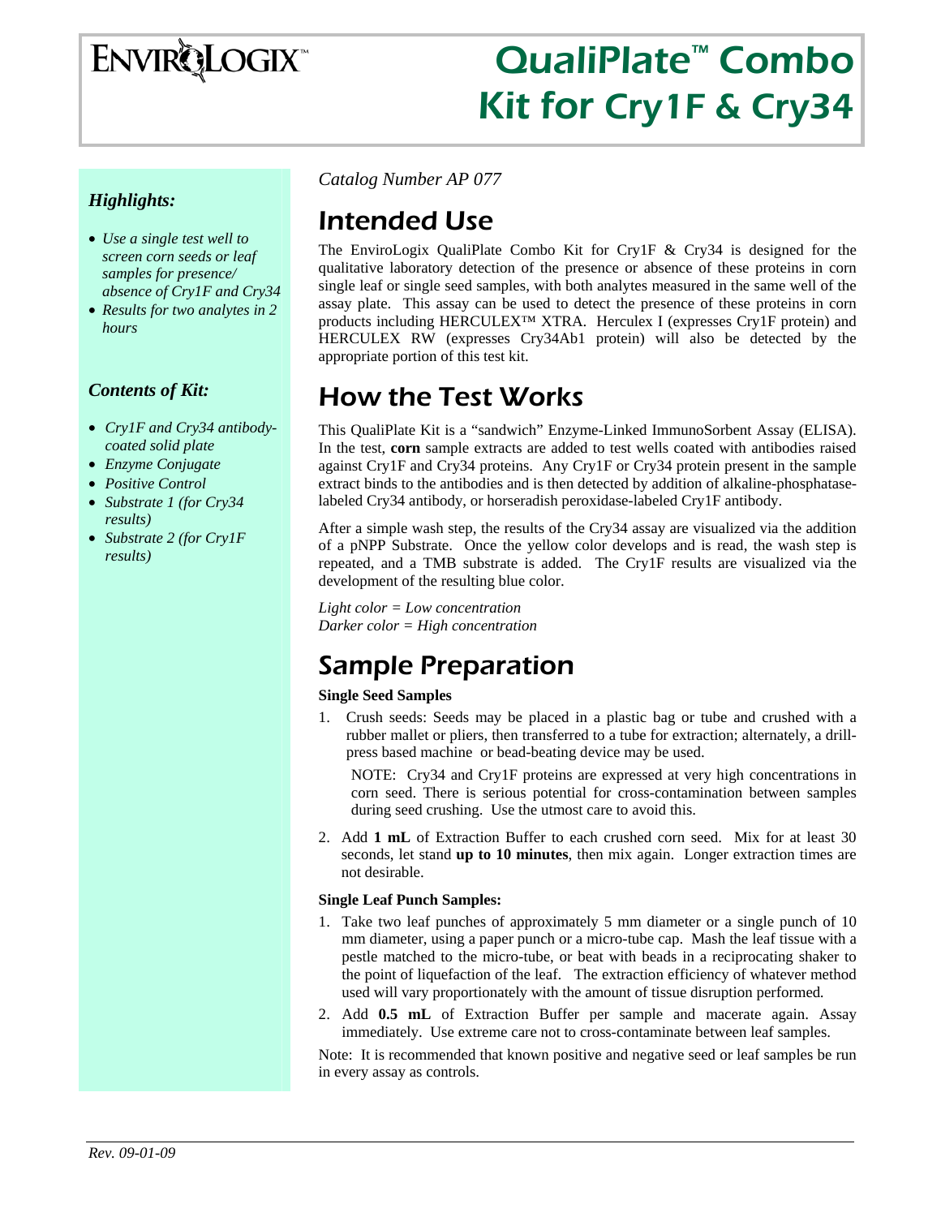# ENVIROLOGIX™

# QualiPlate™ Combo Kit for Cry1F & Cry34

### *Highlights:*

- *Use a single test well to screen corn seeds or leaf samples for presence/ absence of Cry1F and Cry34*
- *Results for two analytes in 2 hours*

### *Contents of Kit:*

- *Cry1F and Cry34 antibody-coated solid plate*
- *Enzyme Conjugate*
- *Positive Control*
- *Substrate 1 (for Cry34 results)*
- *Substrate 2 (for Cry1F results)*

*Catalog Number AP 077*

## Intended Use

The EnviroLogix QualiPlate Combo Kit for Cry1F & Cry34 is designed for the qualitative laboratory detection of the presence or absence of these proteins in corn single leaf or single seed samples, with both analytes measured in the same well of the assay plate. This assay can be used to detect the presence of these proteins in corn products including HERCULEX™ XTRA. Herculex I (expresses Cry1F protein) and HERCULEX RW (expresses Cry34Ab1 protein) will also be detected by the appropriate portion of this test kit.

## How the Test Works

This QualiPlate Kit is a "sandwich" Enzyme-Linked ImmunoSorbent Assay (ELISA). In the test, **corn** sample extracts are added to test wells coated with antibodies raised against Cry1F and Cry34 proteins. Any Cry1F or Cry34 protein present in the sample extract binds to the antibodies and is then detected by addition of alkaline-phosphatase-labeled Cry34 antibody, or horseradish peroxidase-labeled Cry1F antibody.

After a simple wash step, the results of the Cry34 assay are visualized via the addition of a pNPP Substrate. Once the yellow color develops and is read, the wash step is repeated, and a TMB substrate is added. The Cry1F results are visualized via the development of the resulting blue color.

*Light color = Low concentration*
*Darker color = High concentration*

## Sample Preparation

**Single Seed Samples**

1. Crush seeds: Seeds may be placed in a plastic bag or tube and crushed with a rubber mallet or pliers, then transferred to a tube for extraction; alternately, a drill-press based machine or bead-beating device may be used.

   NOTE: Cry34 and Cry1F proteins are expressed at very high concentrations in corn seed. There is serious potential for cross-contamination between samples during seed crushing. Use the utmost care to avoid this.

2. Add **1 mL** of Extraction Buffer to each crushed corn seed. Mix for at least 30 seconds, let stand **up to 10 minutes**, then mix again. Longer extraction times are not desirable.

**Single Leaf Punch Samples:**

1. Take two leaf punches of approximately 5 mm diameter or a single punch of 10 mm diameter, using a paper punch or a micro-tube cap. Mash the leaf tissue with a pestle matched to the micro-tube, or beat with beads in a reciprocating shaker to the point of liquefaction of the leaf. The extraction efficiency of whatever method used will vary proportionately with the amount of tissue disruption performed.
2. Add **0.5 mL** of Extraction Buffer per sample and macerate again. Assay immediately. Use extreme care not to cross-contaminate between leaf samples.

Note: It is recommended that known positive and negative seed or leaf samples be run in every assay as controls.

*Rev. 09-01-09*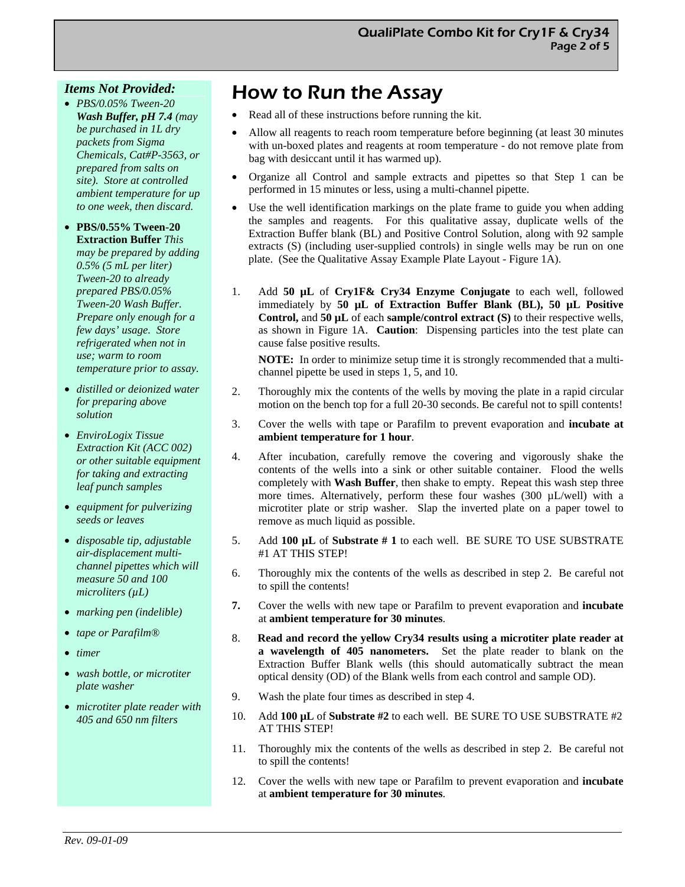### *Items Not Provided:*

- *PBS/0.05% Tween-20* ***Wash Buffer, pH 7.4*** *(may be purchased in 1L dry packets from Sigma Chemicals, Cat#P-3563, or prepared from salts on site). Store at controlled ambient temperature for up to one week, then discard.*
- **PBS/0.55% Tween-20 Extraction Buffer** *This may be prepared by adding 0.5% (5 mL per liter) Tween-20 to already prepared PBS/0.05% Tween-20 Wash Buffer. Prepare only enough for a few days' usage. Store refrigerated when not in use; warm to room temperature prior to assay.*
- *distilled or deionized water for preparing above solution*
- *EnviroLogix Tissue Extraction Kit (ACC 002) or other suitable equipment for taking and extracting leaf punch samples*
- *equipment for pulverizing seeds or leaves*
- *disposable tip, adjustable air-displacement multi-channel pipettes which will measure 50 and 100 microliters (µL)*
- *marking pen (indelible)*
- *tape or Parafilm®*
- *timer*
- *wash bottle, or microtiter plate washer*
- *microtiter plate reader with 405 and 650 nm filters*

# How to Run the Assay

- Read all of these instructions before running the kit.
- Allow all reagents to reach room temperature before beginning (at least 30 minutes with un-boxed plates and reagents at room temperature - do not remove plate from bag with desiccant until it has warmed up).
- Organize all Control and sample extracts and pipettes so that Step 1 can be performed in 15 minutes or less, using a multi-channel pipette.
- Use the well identification markings on the plate frame to guide you when adding the samples and reagents. For this qualitative assay, duplicate wells of the Extraction Buffer blank (BL) and Positive Control Solution, along with 92 sample extracts (S) (including user-supplied controls) in single wells may be run on one plate. (See the Qualitative Assay Example Plate Layout - Figure 1A).

1. Add **50 µL** of **Cry1F& Cry34 Enzyme Conjugate** to each well, followed immediately by **50 µL of Extraction Buffer Blank (BL), 50 µL Positive Control,** and **50 µL** of each **sample/control extract (S)** to their respective wells, as shown in Figure 1A. **Caution**: Dispensing particles into the test plate can cause false positive results.

   **NOTE:** In order to minimize setup time it is strongly recommended that a multi-channel pipette be used in steps 1, 5, and 10.

2. Thoroughly mix the contents of the wells by moving the plate in a rapid circular motion on the bench top for a full 20-30 seconds. Be careful not to spill contents!
3. Cover the wells with tape or Parafilm to prevent evaporation and **incubate at ambient temperature for 1 hour**.
4. After incubation, carefully remove the covering and vigorously shake the contents of the wells into a sink or other suitable container. Flood the wells completely with **Wash Buffer**, then shake to empty. Repeat this wash step three more times. Alternatively, perform these four washes (300 µL/well) with a microtiter plate or strip washer. Slap the inverted plate on a paper towel to remove as much liquid as possible.
5. Add **100 µL** of **Substrate # 1** to each well. BE SURE TO USE SUBSTRATE #1 AT THIS STEP!
6. Thoroughly mix the contents of the wells as described in step 2. Be careful not to spill the contents!
7. Cover the wells with new tape or Parafilm to prevent evaporation and **incubate** at **ambient temperature for 30 minutes**.
8. **Read and record the yellow Cry34 results using a microtiter plate reader at a wavelength of 405 nanometers.** Set the plate reader to blank on the Extraction Buffer Blank wells (this should automatically subtract the mean optical density (OD) of the Blank wells from each control and sample OD).
9. Wash the plate four times as described in step 4.
10. Add **100 µL** of **Substrate #2** to each well. BE SURE TO USE SUBSTRATE #2 AT THIS STEP!
11. Thoroughly mix the contents of the wells as described in step 2. Be careful not to spill the contents!
12. Cover the wells with new tape or Parafilm to prevent evaporation and **incubate** at **ambient temperature for 30 minutes**.

*Rev. 09-01-09*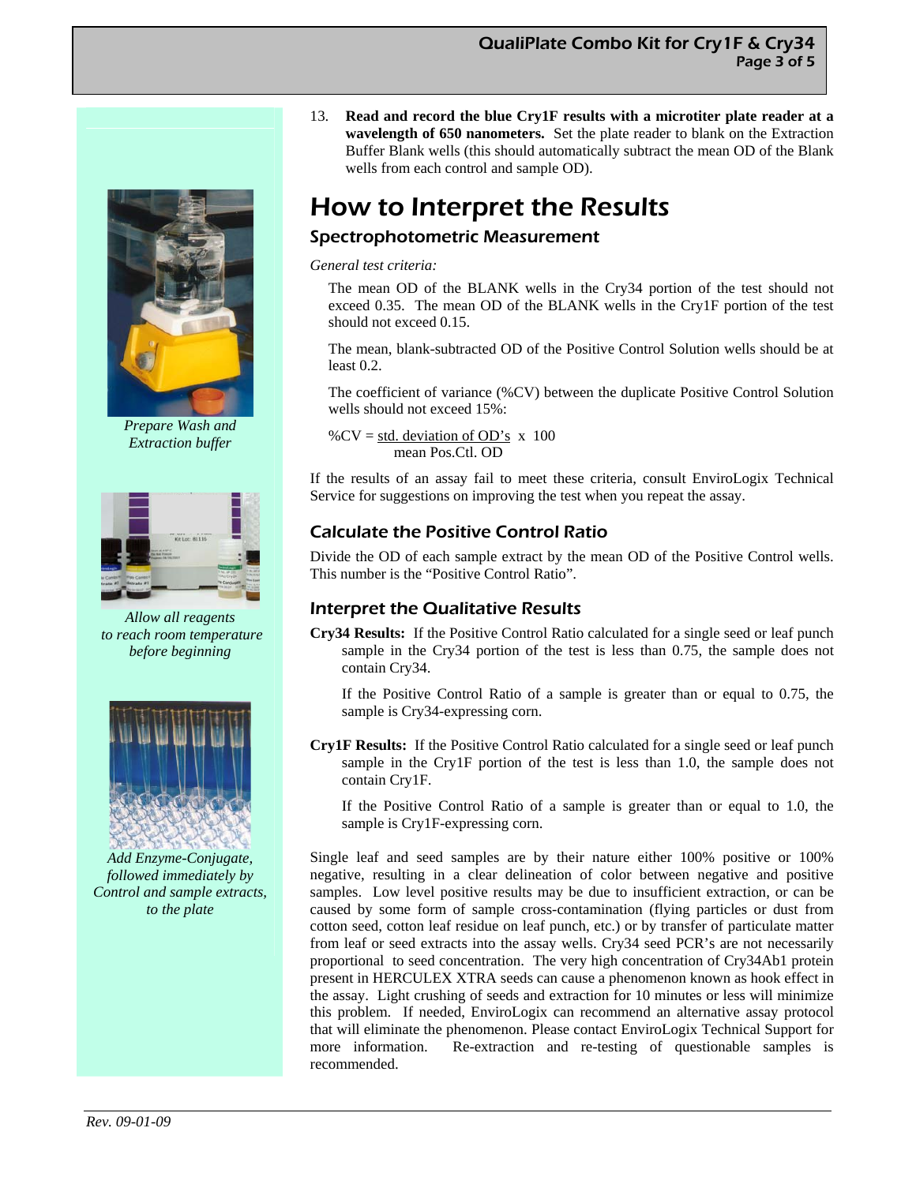13. **Read and record the blue Cry1F results with a microtiter plate reader at a wavelength of 650 nanometers.** Set the plate reader to blank on the Extraction Buffer Blank wells (this should automatically subtract the mean OD of the Blank wells from each control and sample OD).

*Prepare Wash and Extraction buffer*

*Allow all reagents to reach room temperature before beginning*

*Add Enzyme-Conjugate, followed immediately by Control and sample extracts, to the plate*

# How to Interpret the Results

## Spectrophotometric Measurement

*General test criteria:*

The mean OD of the BLANK wells in the Cry34 portion of the test should not exceed 0.35. The mean OD of the BLANK wells in the Cry1F portion of the test should not exceed 0.15.

The mean, blank-subtracted OD of the Positive Control Solution wells should be at least 0.2.

The coefficient of variance (%CV) between the duplicate Positive Control Solution wells should not exceed 15%:

$$\%CV = \frac{\text{std. deviation of OD's}}{\text{mean Pos.Ctl. OD}} \times 100$$

If the results of an assay fail to meet these criteria, consult EnviroLogix Technical Service for suggestions on improving the test when you repeat the assay.

## Calculate the Positive Control Ratio

Divide the OD of each sample extract by the mean OD of the Positive Control wells. This number is the "Positive Control Ratio".

## Interpret the Qualitative Results

**Cry34 Results:** If the Positive Control Ratio calculated for a single seed or leaf punch sample in the Cry34 portion of the test is less than 0.75, the sample does not contain Cry34.

If the Positive Control Ratio of a sample is greater than or equal to 0.75, the sample is Cry34-expressing corn.

**Cry1F Results:** If the Positive Control Ratio calculated for a single seed or leaf punch sample in the Cry1F portion of the test is less than 1.0, the sample does not contain Cry1F.

If the Positive Control Ratio of a sample is greater than or equal to 1.0, the sample is Cry1F-expressing corn.

Single leaf and seed samples are by their nature either 100% positive or 100% negative, resulting in a clear delineation of color between negative and positive samples. Low level positive results may be due to insufficient extraction, or can be caused by some form of sample cross-contamination (flying particles or dust from cotton seed, cotton leaf residue on leaf punch, etc.) or by transfer of particulate matter from leaf or seed extracts into the assay wells. Cry34 seed PCR's are not necessarily proportional to seed concentration. The very high concentration of Cry34Ab1 protein present in HERCULEX XTRA seeds can cause a phenomenon known as hook effect in the assay. Light crushing of seeds and extraction for 10 minutes or less will minimize this problem. If needed, EnviroLogix can recommend an alternative assay protocol that will eliminate the phenomenon. Please contact EnviroLogix Technical Support for more information. Re-extraction and re-testing of questionable samples is recommended.

*Rev. 09-01-09*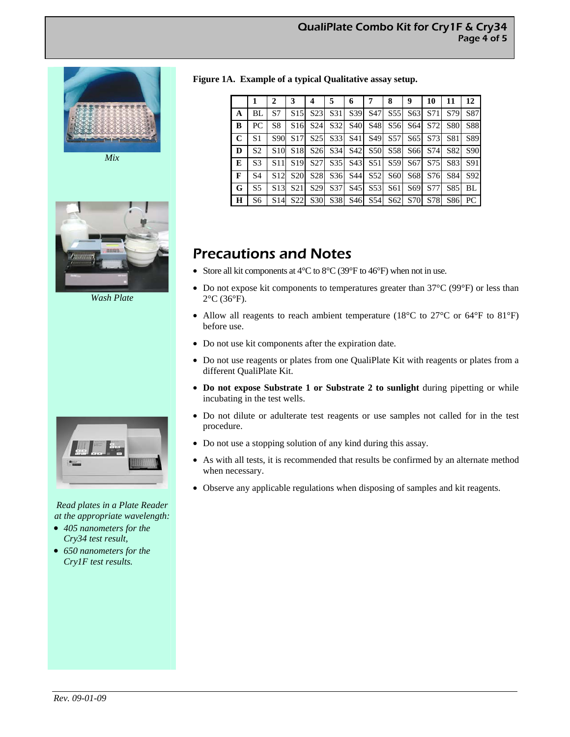*Mix*

*Wash Plate*

*Read plates in a Plate Reader at the appropriate wavelength:*

- *405 nanometers for the Cry34 test result,*
- *650 nanometers for the Cry1F test results.*

**Figure 1A. Example of a typical Qualitative assay setup.**

| | 1 | 2 | 3 | 4 | 5 | 6 | 7 | 8 | 9 | 10 | 11 | 12 |
|---|---|---|---|---|---|---|---|---|---|---|---|---|
| **A** | BL | S7 | S15 | S23 | S31 | S39 | S47 | S55 | S63 | S71 | S79 | S87 |
| **B** | PC | S8 | S16 | S24 | S32 | S40 | S48 | S56 | S64 | S72 | S80 | S88 |
| **C** | S1 | S90 | S17 | S25 | S33 | S41 | S49 | S57 | S65 | S73 | S81 | S89 |
| **D** | S2 | S10 | S18 | S26 | S34 | S42 | S50 | S58 | S66 | S74 | S82 | S90 |
| **E** | S3 | S11 | S19 | S27 | S35 | S43 | S51 | S59 | S67 | S75 | S83 | S91 |
| **F** | S4 | S12 | S20 | S28 | S36 | S44 | S52 | S60 | S68 | S76 | S84 | S92 |
| **G** | S5 | S13 | S21 | S29 | S37 | S45 | S53 | S61 | S69 | S77 | S85 | BL |
| **H** | S6 | S14 | S22 | S30 | S38 | S46 | S54 | S62 | S70 | S78 | S86 | PC |

## Precautions and Notes

- Store all kit components at 4°C to 8°C (39°F to 46°F) when not in use.
- Do not expose kit components to temperatures greater than 37°C (99°F) or less than 2°C (36°F).
- Allow all reagents to reach ambient temperature (18°C to 27°C or 64°F to 81°F) before use.
- Do not use kit components after the expiration date.
- Do not use reagents or plates from one QualiPlate Kit with reagents or plates from a different QualiPlate Kit.
- **Do not expose Substrate 1 or Substrate 2 to sunlight** during pipetting or while incubating in the test wells.
- Do not dilute or adulterate test reagents or use samples not called for in the test procedure.
- Do not use a stopping solution of any kind during this assay.
- As with all tests, it is recommended that results be confirmed by an alternate method when necessary.
- Observe any applicable regulations when disposing of samples and kit reagents.

*Rev. 09-01-09*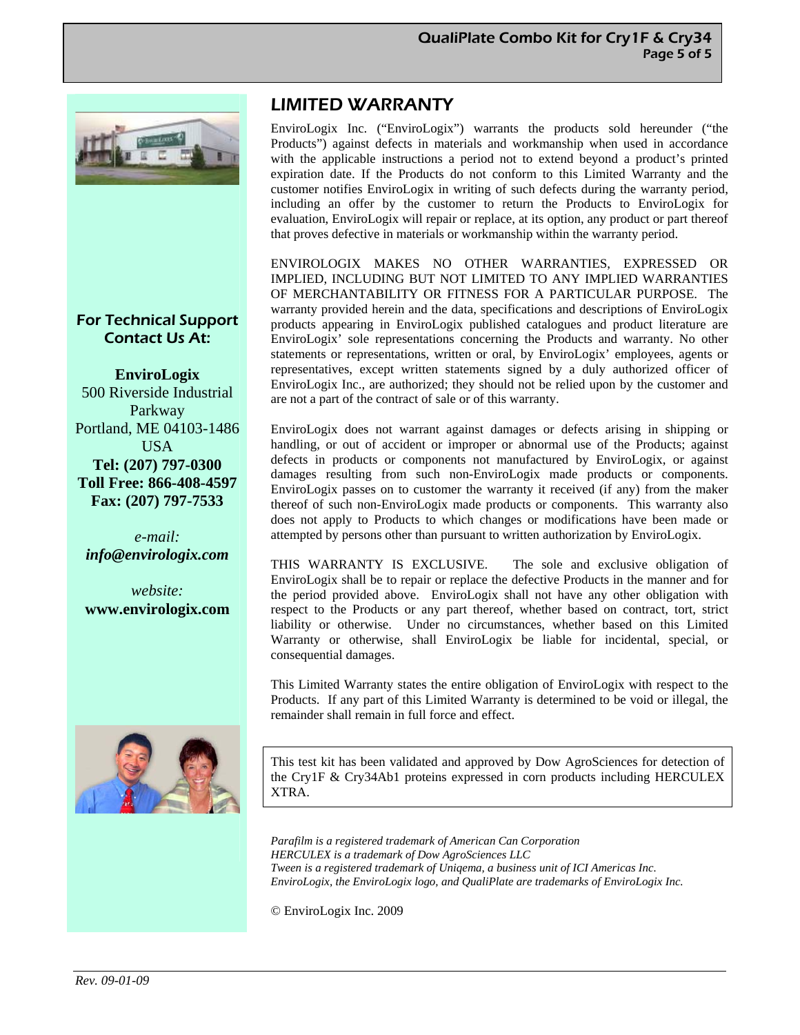## LIMITED WARRANTY

EnviroLogix Inc. ("EnviroLogix") warrants the products sold hereunder ("the Products") against defects in materials and workmanship when used in accordance with the applicable instructions a period not to extend beyond a product's printed expiration date. If the Products do not conform to this Limited Warranty and the customer notifies EnviroLogix in writing of such defects during the warranty period, including an offer by the customer to return the Products to EnviroLogix for evaluation, EnviroLogix will repair or replace, at its option, any product or part thereof that proves defective in materials or workmanship within the warranty period.

ENVIROLOGIX MAKES NO OTHER WARRANTIES, EXPRESSED OR IMPLIED, INCLUDING BUT NOT LIMITED TO ANY IMPLIED WARRANTIES OF MERCHANTABILITY OR FITNESS FOR A PARTICULAR PURPOSE. The warranty provided herein and the data, specifications and descriptions of EnviroLogix products appearing in EnviroLogix published catalogues and product literature are EnviroLogix' sole representations concerning the Products and warranty. No other statements or representations, written or oral, by EnviroLogix' employees, agents or representatives, except written statements signed by a duly authorized officer of EnviroLogix Inc., are authorized; they should not be relied upon by the customer and are not a part of the contract of sale or of this warranty.

EnviroLogix does not warrant against damages or defects arising in shipping or handling, or out of accident or improper or abnormal use of the Products; against defects in products or components not manufactured by EnviroLogix, or against damages resulting from such non-EnviroLogix made products or components. EnviroLogix passes on to customer the warranty it received (if any) from the maker thereof of such non-EnviroLogix made products or components. This warranty also does not apply to Products to which changes or modifications have been made or attempted by persons other than pursuant to written authorization by EnviroLogix.

THIS WARRANTY IS EXCLUSIVE. The sole and exclusive obligation of EnviroLogix shall be to repair or replace the defective Products in the manner and for the period provided above. EnviroLogix shall not have any other obligation with respect to the Products or any part thereof, whether based on contract, tort, strict liability or otherwise. Under no circumstances, whether based on this Limited Warranty or otherwise, shall EnviroLogix be liable for incidental, special, or consequential damages.

This Limited Warranty states the entire obligation of EnviroLogix with respect to the Products. If any part of this Limited Warranty is determined to be void or illegal, the remainder shall remain in full force and effect.

This test kit has been validated and approved by Dow AgroSciences for detection of the Cry1F & Cry34Ab1 proteins expressed in corn products including HERCULEX XTRA.

*Parafilm is a registered trademark of American Can Corporation*
*HERCULEX is a trademark of Dow AgroSciences LLC*
*Tween is a registered trademark of Uniqema, a business unit of ICI Americas Inc.*
*EnviroLogix, the EnviroLogix logo, and QualiPlate are trademarks of EnviroLogix Inc.*

© EnviroLogix Inc. 2009

### For Technical Support Contact Us At:

**EnviroLogix**
500 Riverside Industrial Parkway
Portland, ME 04103-1486
USA
**Tel: (207) 797-0300**
**Toll Free: 866-408-4597**
**Fax: (207) 797-7533**

*e-mail:*
***info@envirologix.com***

*website:*
**www.envirologix.com**

*Rev. 09-01-09*